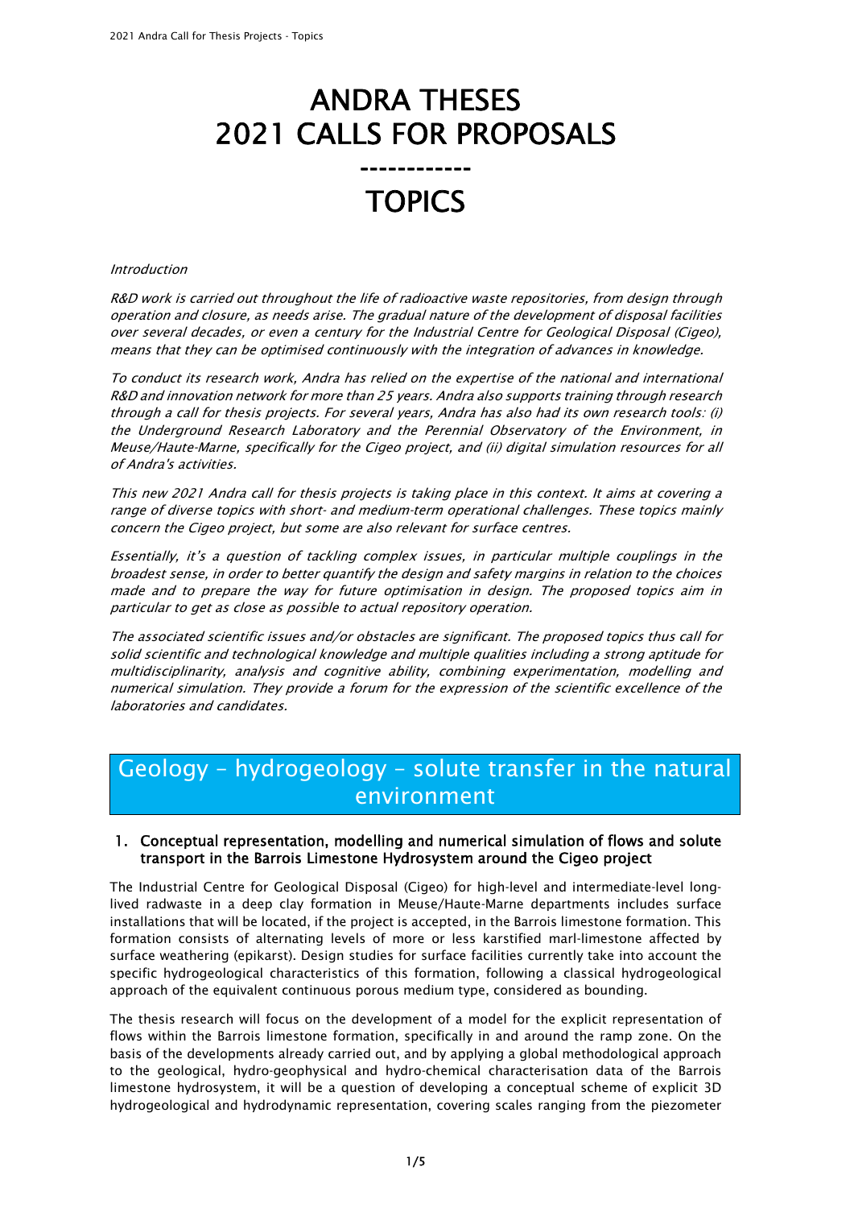# ANDRA THESES
# 2021 CALLS FOR PROPOSALS
# ------------
# TOPICS

*Introduction*

*R&D work is carried out throughout the life of radioactive waste repositories, from design through operation and closure, as needs arise. The gradual nature of the development of disposal facilities over several decades, or even a century for the Industrial Centre for Geological Disposal (Cigeo), means that they can be optimised continuously with the integration of advances in knowledge.*

*To conduct its research work, Andra has relied on the expertise of the national and international R&D and innovation network for more than 25 years. Andra also supports training through research through a call for thesis projects. For several years, Andra has also had its own research tools: (i) the Underground Research Laboratory and the Perennial Observatory of the Environment, in Meuse/Haute-Marne, specifically for the Cigeo project, and (ii) digital simulation resources for all of Andra's activities.*

*This new 2021 Andra call for thesis projects is taking place in this context. It aims at covering a range of diverse topics with short- and medium-term operational challenges. These topics mainly concern the Cigeo project, but some are also relevant for surface centres.*

*Essentially, it's a question of tackling complex issues, in particular multiple couplings in the broadest sense, in order to better quantify the design and safety margins in relation to the choices made and to prepare the way for future optimisation in design. The proposed topics aim in particular to get as close as possible to actual repository operation.*

*The associated scientific issues and/or obstacles are significant. The proposed topics thus call for solid scientific and technological knowledge and multiple qualities including a strong aptitude for multidisciplinarity, analysis and cognitive ability, combining experimentation, modelling and numerical simulation. They provide a forum for the expression of the scientific excellence of the laboratories and candidates.*

## Geology – hydrogeology – solute transfer in the natural environment

### 1. Conceptual representation, modelling and numerical simulation of flows and solute transport in the Barrois Limestone Hydrosystem around the Cigeo project

The Industrial Centre for Geological Disposal (Cigeo) for high-level and intermediate-level long-lived radwaste in a deep clay formation in Meuse/Haute-Marne departments includes surface installations that will be located, if the project is accepted, in the Barrois limestone formation. This formation consists of alternating levels of more or less karstified marl-limestone affected by surface weathering (epikarst). Design studies for surface facilities currently take into account the specific hydrogeological characteristics of this formation, following a classical hydrogeological approach of the equivalent continuous porous medium type, considered as bounding.

The thesis research will focus on the development of a model for the explicit representation of flows within the Barrois limestone formation, specifically in and around the ramp zone. On the basis of the developments already carried out, and by applying a global methodological approach to the geological, hydro-geophysical and hydro-chemical characterisation data of the Barrois limestone hydrosystem, it will be a question of developing a conceptual scheme of explicit 3D hydrogeological and hydrodynamic representation, covering scales ranging from the piezometer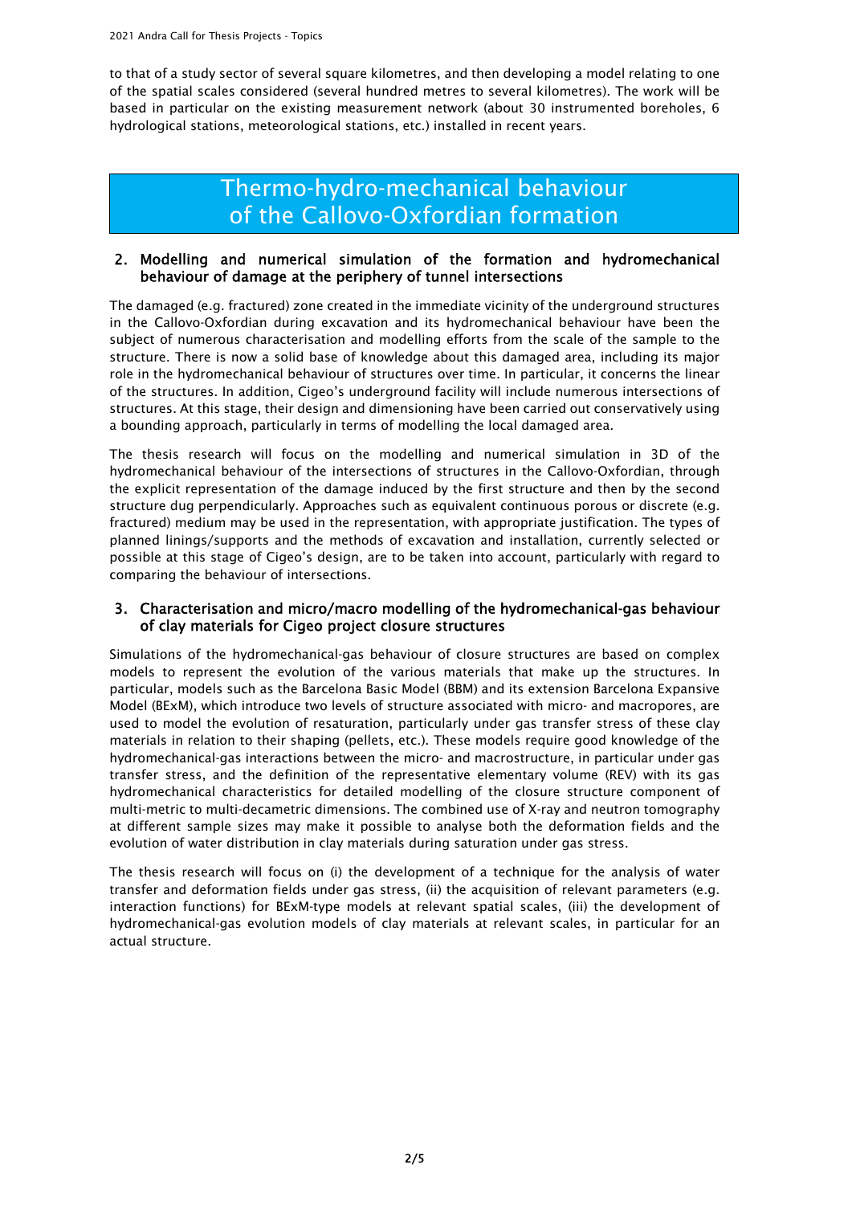to that of a study sector of several square kilometres, and then developing a model relating to one of the spatial scales considered (several hundred metres to several kilometres). The work will be based in particular on the existing measurement network (about 30 instrumented boreholes, 6 hydrological stations, meteorological stations, etc.) installed in recent years.

# Thermo-hydro-mechanical behaviour of the Callovo-Oxfordian formation

## 2. Modelling and numerical simulation of the formation and hydromechanical behaviour of damage at the periphery of tunnel intersections

The damaged (e.g. fractured) zone created in the immediate vicinity of the underground structures in the Callovo-Oxfordian during excavation and its hydromechanical behaviour have been the subject of numerous characterisation and modelling efforts from the scale of the sample to the structure. There is now a solid base of knowledge about this damaged area, including its major role in the hydromechanical behaviour of structures over time. In particular, it concerns the linear of the structures. In addition, Cigeo's underground facility will include numerous intersections of structures. At this stage, their design and dimensioning have been carried out conservatively using a bounding approach, particularly in terms of modelling the local damaged area.

The thesis research will focus on the modelling and numerical simulation in 3D of the hydromechanical behaviour of the intersections of structures in the Callovo-Oxfordian, through the explicit representation of the damage induced by the first structure and then by the second structure dug perpendicularly. Approaches such as equivalent continuous porous or discrete (e.g. fractured) medium may be used in the representation, with appropriate justification. The types of planned linings/supports and the methods of excavation and installation, currently selected or possible at this stage of Cigeo's design, are to be taken into account, particularly with regard to comparing the behaviour of intersections.

## 3. Characterisation and micro/macro modelling of the hydromechanical-gas behaviour of clay materials for Cigeo project closure structures

Simulations of the hydromechanical-gas behaviour of closure structures are based on complex models to represent the evolution of the various materials that make up the structures. In particular, models such as the Barcelona Basic Model (BBM) and its extension Barcelona Expansive Model (BExM), which introduce two levels of structure associated with micro- and macropores, are used to model the evolution of resaturation, particularly under gas transfer stress of these clay materials in relation to their shaping (pellets, etc.). These models require good knowledge of the hydromechanical-gas interactions between the micro- and macrostructure, in particular under gas transfer stress, and the definition of the representative elementary volume (REV) with its gas hydromechanical characteristics for detailed modelling of the closure structure component of multi-metric to multi-decametric dimensions. The combined use of X-ray and neutron tomography at different sample sizes may make it possible to analyse both the deformation fields and the evolution of water distribution in clay materials during saturation under gas stress.

The thesis research will focus on (i) the development of a technique for the analysis of water transfer and deformation fields under gas stress, (ii) the acquisition of relevant parameters (e.g. interaction functions) for BExM-type models at relevant spatial scales, (iii) the development of hydromechanical-gas evolution models of clay materials at relevant scales, in particular for an actual structure.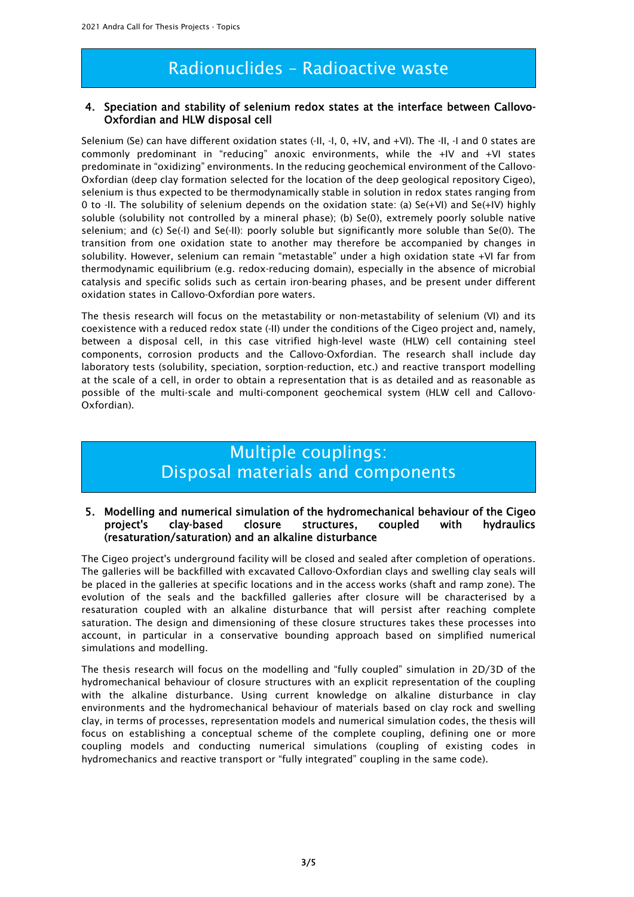# Radionuclides – Radioactive waste

## 4. Speciation and stability of selenium redox states at the interface between Callovo-Oxfordian and HLW disposal cell

Selenium (Se) can have different oxidation states (-II, -I, 0, +IV, and +VI). The -II, -I and 0 states are commonly predominant in "reducing" anoxic environments, while the +IV and +VI states predominate in "oxidizing" environments. In the reducing geochemical environment of the Callovo-Oxfordian (deep clay formation selected for the location of the deep geological repository Cigeo), selenium is thus expected to be thermodynamically stable in solution in redox states ranging from 0 to -II. The solubility of selenium depends on the oxidation state: (a) Se(+VI) and Se(+IV) highly soluble (solubility not controlled by a mineral phase); (b) Se(0), extremely poorly soluble native selenium; and (c) Se(-I) and Se(-II): poorly soluble but significantly more soluble than Se(0). The transition from one oxidation state to another may therefore be accompanied by changes in solubility. However, selenium can remain "metastable" under a high oxidation state +VI far from thermodynamic equilibrium (e.g. redox-reducing domain), especially in the absence of microbial catalysis and specific solids such as certain iron-bearing phases, and be present under different oxidation states in Callovo-Oxfordian pore waters.

The thesis research will focus on the metastability or non-metastability of selenium (VI) and its coexistence with a reduced redox state (-II) under the conditions of the Cigeo project and, namely, between a disposal cell, in this case vitrified high-level waste (HLW) cell containing steel components, corrosion products and the Callovo-Oxfordian. The research shall include day laboratory tests (solubility, speciation, sorption-reduction, etc.) and reactive transport modelling at the scale of a cell, in order to obtain a representation that is as detailed and as reasonable as possible of the multi-scale and multi-component geochemical system (HLW cell and Callovo-Oxfordian).

# Multiple couplings: Disposal materials and components

## 5. Modelling and numerical simulation of the hydromechanical behaviour of the Cigeo project's clay-based closure structures, coupled with hydraulics (resaturation/saturation) and an alkaline disturbance

The Cigeo project's underground facility will be closed and sealed after completion of operations. The galleries will be backfilled with excavated Callovo-Oxfordian clays and swelling clay seals will be placed in the galleries at specific locations and in the access works (shaft and ramp zone). The evolution of the seals and the backfilled galleries after closure will be characterised by a resaturation coupled with an alkaline disturbance that will persist after reaching complete saturation. The design and dimensioning of these closure structures takes these processes into account, in particular in a conservative bounding approach based on simplified numerical simulations and modelling.

The thesis research will focus on the modelling and "fully coupled" simulation in 2D/3D of the hydromechanical behaviour of closure structures with an explicit representation of the coupling with the alkaline disturbance. Using current knowledge on alkaline disturbance in clay environments and the hydromechanical behaviour of materials based on clay rock and swelling clay, in terms of processes, representation models and numerical simulation codes, the thesis will focus on establishing a conceptual scheme of the complete coupling, defining one or more coupling models and conducting numerical simulations (coupling of existing codes in hydromechanics and reactive transport or "fully integrated" coupling in the same code).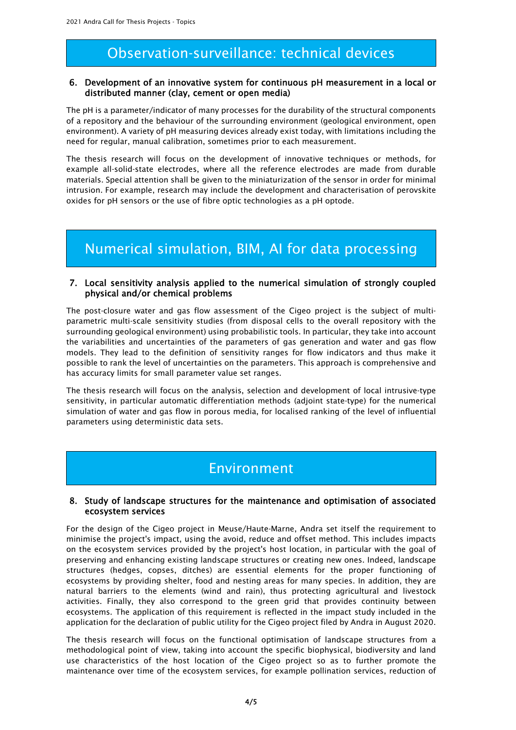# Observation-surveillance: technical devices

## 6. Development of an innovative system for continuous pH measurement in a local or distributed manner (clay, cement or open media)

The pH is a parameter/indicator of many processes for the durability of the structural components of a repository and the behaviour of the surrounding environment (geological environment, open environment). A variety of pH measuring devices already exist today, with limitations including the need for regular, manual calibration, sometimes prior to each measurement.

The thesis research will focus on the development of innovative techniques or methods, for example all-solid-state electrodes, where all the reference electrodes are made from durable materials. Special attention shall be given to the miniaturization of the sensor in order for minimal intrusion. For example, research may include the development and characterisation of perovskite oxides for pH sensors or the use of fibre optic technologies as a pH optode.

# Numerical simulation, BIM, AI for data processing

## 7. Local sensitivity analysis applied to the numerical simulation of strongly coupled physical and/or chemical problems

The post-closure water and gas flow assessment of the Cigeo project is the subject of multi-parametric multi-scale sensitivity studies (from disposal cells to the overall repository with the surrounding geological environment) using probabilistic tools. In particular, they take into account the variabilities and uncertainties of the parameters of gas generation and water and gas flow models. They lead to the definition of sensitivity ranges for flow indicators and thus make it possible to rank the level of uncertainties on the parameters. This approach is comprehensive and has accuracy limits for small parameter value set ranges.

The thesis research will focus on the analysis, selection and development of local intrusive-type sensitivity, in particular automatic differentiation methods (adjoint state-type) for the numerical simulation of water and gas flow in porous media, for localised ranking of the level of influential parameters using deterministic data sets.

# Environment

## 8. Study of landscape structures for the maintenance and optimisation of associated ecosystem services

For the design of the Cigeo project in Meuse/Haute-Marne, Andra set itself the requirement to minimise the project's impact, using the avoid, reduce and offset method. This includes impacts on the ecosystem services provided by the project's host location, in particular with the goal of preserving and enhancing existing landscape structures or creating new ones. Indeed, landscape structures (hedges, copses, ditches) are essential elements for the proper functioning of ecosystems by providing shelter, food and nesting areas for many species. In addition, they are natural barriers to the elements (wind and rain), thus protecting agricultural and livestock activities. Finally, they also correspond to the green grid that provides continuity between ecosystems. The application of this requirement is reflected in the impact study included in the application for the declaration of public utility for the Cigeo project filed by Andra in August 2020.

The thesis research will focus on the functional optimisation of landscape structures from a methodological point of view, taking into account the specific biophysical, biodiversity and land use characteristics of the host location of the Cigeo project so as to further promote the maintenance over time of the ecosystem services, for example pollination services, reduction of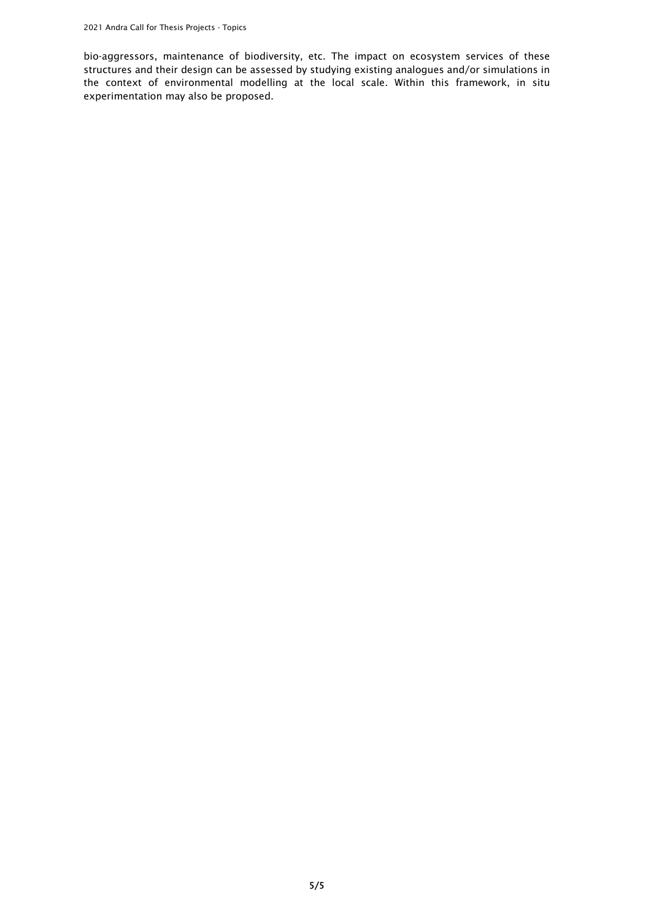bio-aggressors, maintenance of biodiversity, etc. The impact on ecosystem services of these structures and their design can be assessed by studying existing analogues and/or simulations in the context of environmental modelling at the local scale. Within this framework, in situ experimentation may also be proposed.